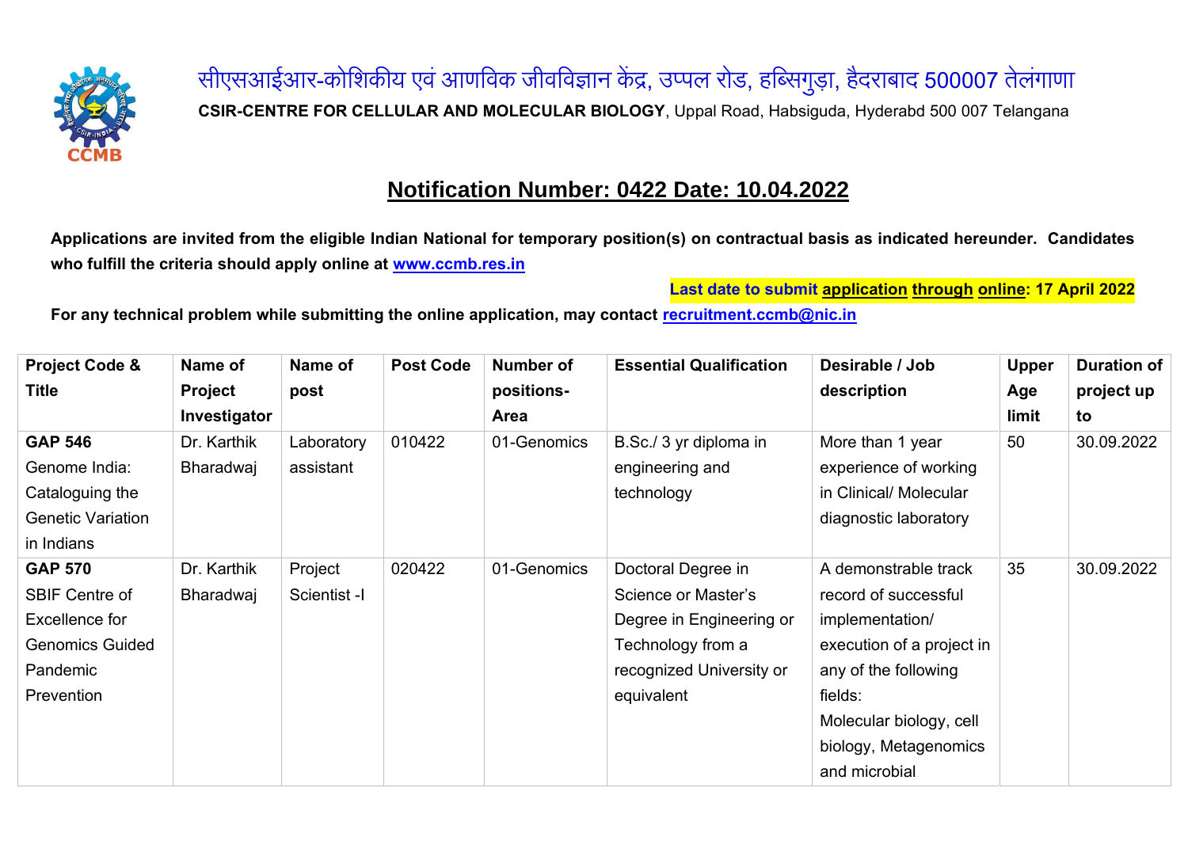सीएसआईआर-कोशिकीय एवं आणविक जीवविज्ञान केंद्र, उप्पल रोड, हब्सिगुड़ा, हैदराबाद 500007 तेलंगाणा

**CSIR-CENTRE FOR CELLULAR AND MOLECULAR BIOLOGY**, Uppal Road, Habsiguda, Hyderabd 500 007 Telangana

## Notification Number: 0422 Date: 10.04.2022

**Applications are invited from the eligible Indian National for temporary position(s) on contractual basis as indicated hereunder. Candidates who fulfill the criteria should apply online at [www.ccmb.res.in](www.ccmb.res.in)**

**Last date to submit application through online: 17 April 2022**

**For any technical problem while submitting the online application, may contact [recruitment.ccmb@nic.in](mailto:recruitment.ccmb@nic.in)**

| Project Code & Title | Name of Project Investigator | Name of post | Post Code | Number of positions-Area | Essential Qualification | Desirable / Job description | Upper Age limit | Duration of project up to |
|---|---|---|---|---|---|---|---|---|
| **GAP 546** Genome India: Cataloguing the Genetic Variation in Indians | Dr. Karthik Bharadwaj | Laboratory assistant | 010422 | 01-Genomics | B.Sc./ 3 yr diploma in engineering and technology | More than 1 year experience of working in Clinical/ Molecular diagnostic laboratory | 50 | 30.09.2022 |
| **GAP 570** SBIF Centre of Excellence for Genomics Guided Pandemic Prevention | Dr. Karthik Bharadwaj | Project Scientist -I | 020422 | 01-Genomics | Doctoral Degree in Science or Master's Degree in Engineering or Technology from a recognized University or equivalent | A demonstrable track record of successful implementation/ execution of a project in any of the following fields: Molecular biology, cell biology, Metagenomics and microbial | 35 | 30.09.2022 |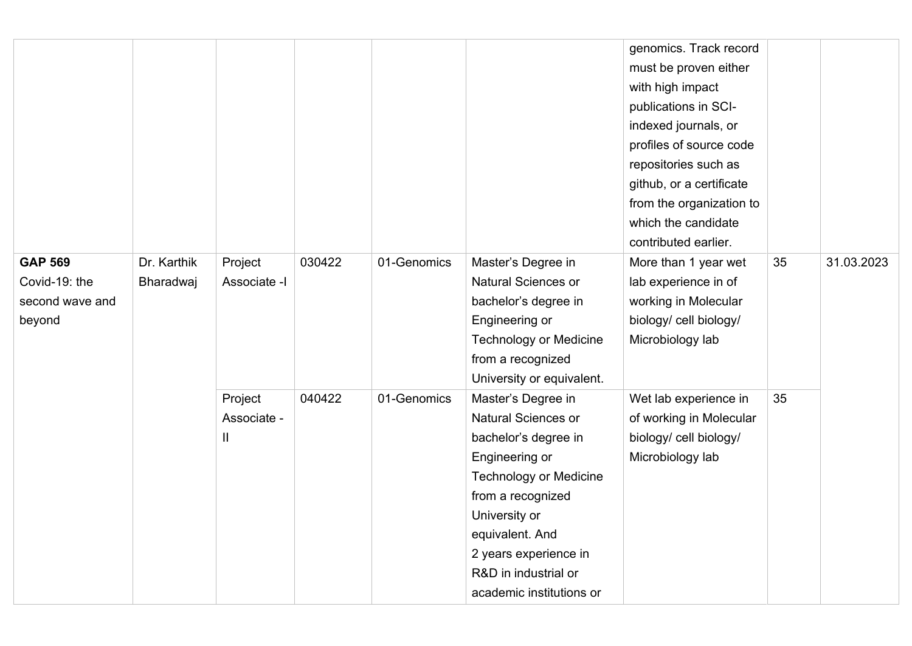| | | | | | | | | |
|---|---|---|---|---|---|---|---|---|
| | | | | | | genomics. Track record must be proven either with high impact publications in SCI-indexed journals, or profiles of source code repositories such as github, or a certificate from the organization to which the candidate contributed earlier. | | |
| **GAP 569** Covid-19: the second wave and beyond | Dr. Karthik Bharadwaj | Project Associate -I | 030422 | 01-Genomics | Master's Degree in Natural Sciences or bachelor's degree in Engineering or Technology or Medicine from a recognized University or equivalent. | More than 1 year wet lab experience in of working in Molecular biology/ cell biology/ Microbiology lab | 35 | 31.03.2023 |
| | | Project Associate - II | 040422 | 01-Genomics | Master's Degree in Natural Sciences or bachelor's degree in Engineering or Technology or Medicine from a recognized University or equivalent. And 2 years experience in R&D in industrial or academic institutions or | Wet lab experience in of working in Molecular biology/ cell biology/ Microbiology lab | 35 | |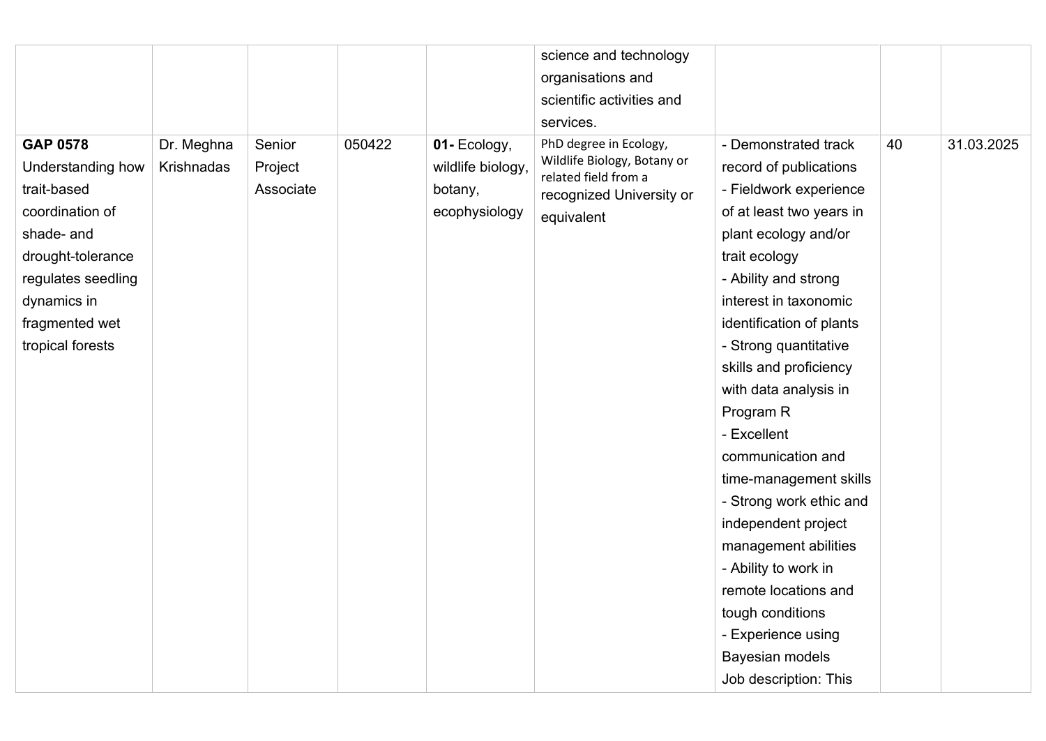| | | | | | | | | |
|---|---|---|---|---|---|---|---|---|
| | | | | | science and technology organisations and scientific activities and services. | | | |
| **GAP 0578** Understanding how trait-based coordination of shade- and drought-tolerance regulates seedling dynamics in fragmented wet tropical forests | Dr. Meghna Krishnadas | Senior Project Associate | 050422 | **01-** Ecology, wildlife biology, botany, ecophysiology | PhD degree in Ecology, Wildlife Biology, Botany or related field from a recognized University or equivalent | - Demonstrated track record of publications<br>- Fieldwork experience of at least two years in plant ecology and/or trait ecology<br>- Ability and strong interest in taxonomic identification of plants<br>- Strong quantitative skills and proficiency with data analysis in Program R<br>- Excellent communication and time-management skills<br>- Strong work ethic and independent project management abilities<br>- Ability to work in remote locations and tough conditions<br>- Experience using Bayesian models<br>Job description: This | 40 | 31.03.2025 |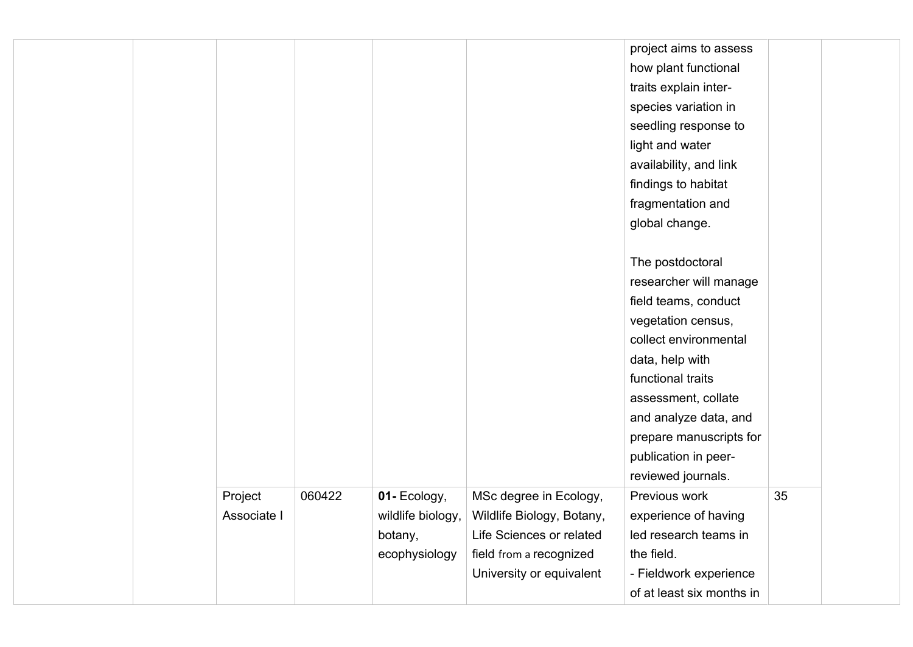| | | | | | | | | |
|---|---|---|---|---|---|---|---|---|
| | | | | | | project aims to assess how plant functional traits explain inter-species variation in seedling response to light and water availability, and link findings to habitat fragmentation and global change.<br><br>The postdoctoral researcher will manage field teams, conduct vegetation census, collect environmental data, help with functional traits assessment, collate and analyze data, and prepare manuscripts for publication in peer-reviewed journals. | | |
| | | Project Associate I | 060422 | **01-** Ecology, wildlife biology, botany, ecophysiology | MSc degree in Ecology, Wildlife Biology, Botany, Life Sciences or related field from a recognized University or equivalent | Previous work experience of having led research teams in the field.<br>- Fieldwork experience of at least six months in | 35 | |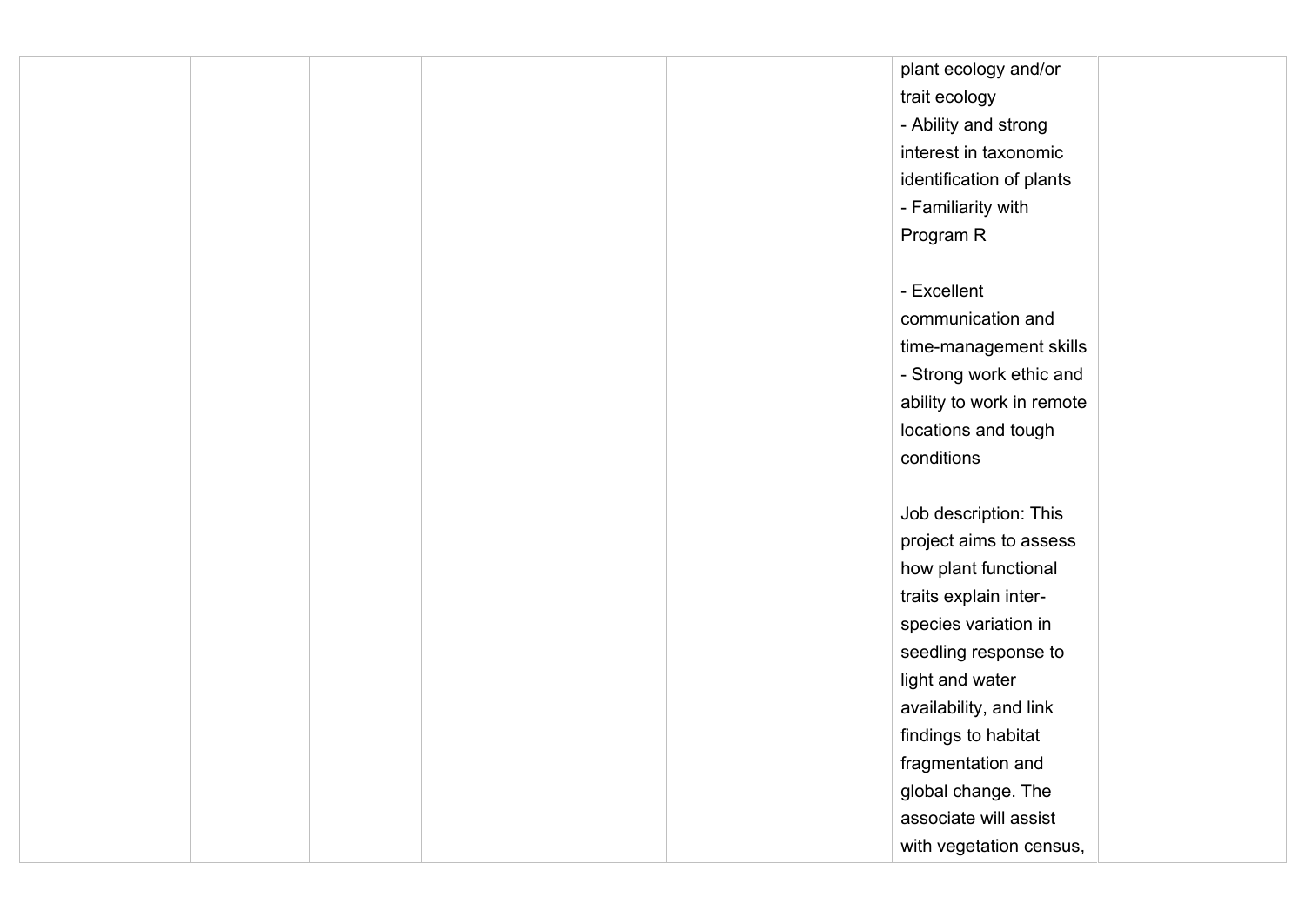|  |  |  |  |  |  |  |  |  |
|---|---|---|---|---|---|---|---|---|
|  |  |  |  |  |  | plant ecology and/or trait ecology<br>- Ability and strong interest in taxonomic identification of plants<br>- Familiarity with Program R<br><br>- Excellent communication and time-management skills<br>- Strong work ethic and ability to work in remote locations and tough conditions<br><br>Job description: This project aims to assess how plant functional traits explain inter-species variation in seedling response to light and water availability, and link findings to habitat fragmentation and global change. The associate will assist with vegetation census, |  |  |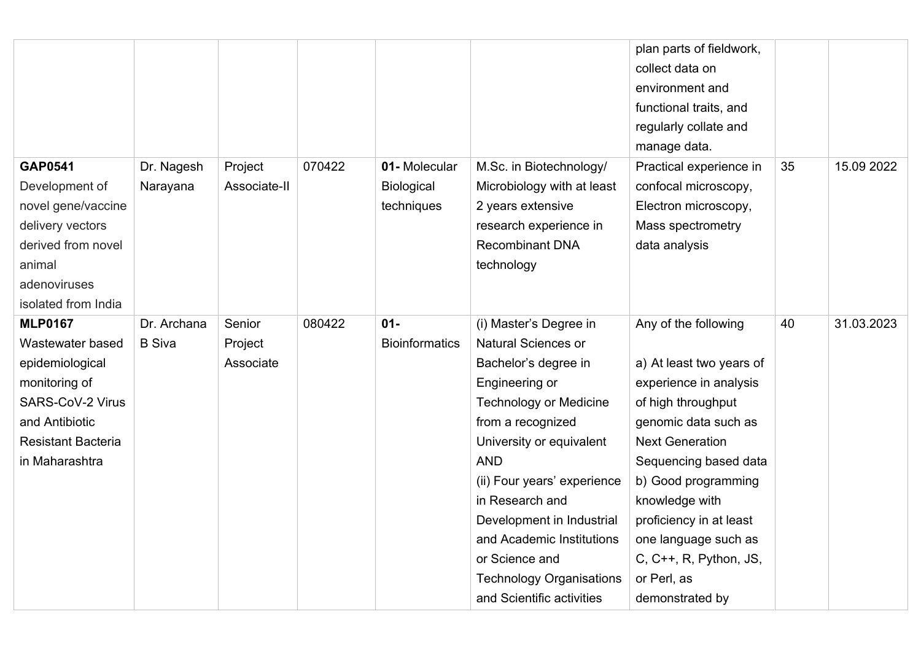|  |  |  |  |  |  | plan parts of fieldwork, collect data on environment and functional traits, and regularly collate and manage data. |  |  |
|---|---|---|---|---|---|---|---|---|
| **GAP0541** Development of novel gene/vaccine delivery vectors derived from novel animal adenoviruses isolated from India | Dr. Nagesh Narayana | Project Associate-II | 070422 | **01-** Molecular Biological techniques | M.Sc. in Biotechnology/ Microbiology with at least 2 years extensive research experience in Recombinant DNA technology | Practical experience in confocal microscopy, Electron microscopy, Mass spectrometry data analysis | 35 | 15.09 2022 |
| **MLP0167** Wastewater based epidemiological monitoring of SARS-CoV-2 Virus and Antibiotic Resistant Bacteria in Maharashtra | Dr. Archana B Siva | Senior Project Associate | 080422 | **01-** Bioinformatics | (i) Master's Degree in Natural Sciences or Bachelor's degree in Engineering or Technology or Medicine from a recognized University or equivalent AND (ii) Four years' experience in Research and Development in Industrial and Academic Institutions or Science and Technology Organisations and Scientific activities | Any of the following<br><br>a) At least two years of experience in analysis of high throughput genomic data such as Next Generation Sequencing based data b) Good programming knowledge with proficiency in at least one language such as C, C++, R, Python, JS, or Perl, as demonstrated by | 40 | 31.03.2023 |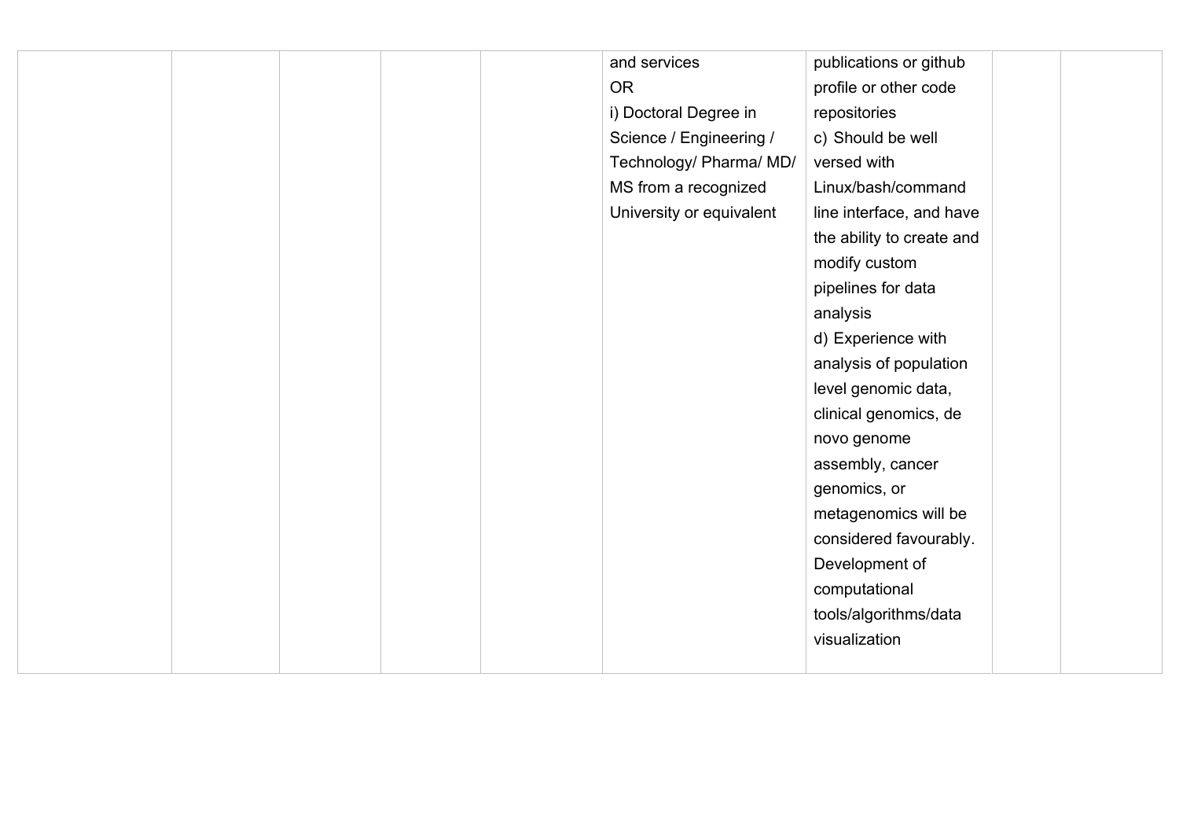| | | | | | | | | |
|---|---|---|---|---|---|---|---|---|
| | | | | | and services<br>OR<br>i) Doctoral Degree in Science / Engineering / Technology/ Pharma/ MD/ MS from a recognized University or equivalent | publications or github profile or other code repositories<br>c) Should be well versed with Linux/bash/command line interface, and have the ability to create and modify custom pipelines for data analysis<br>d) Experience with analysis of population level genomic data, clinical genomics, de novo genome assembly, cancer genomics, or metagenomics will be considered favourably. Development of computational tools/algorithms/data visualization | | |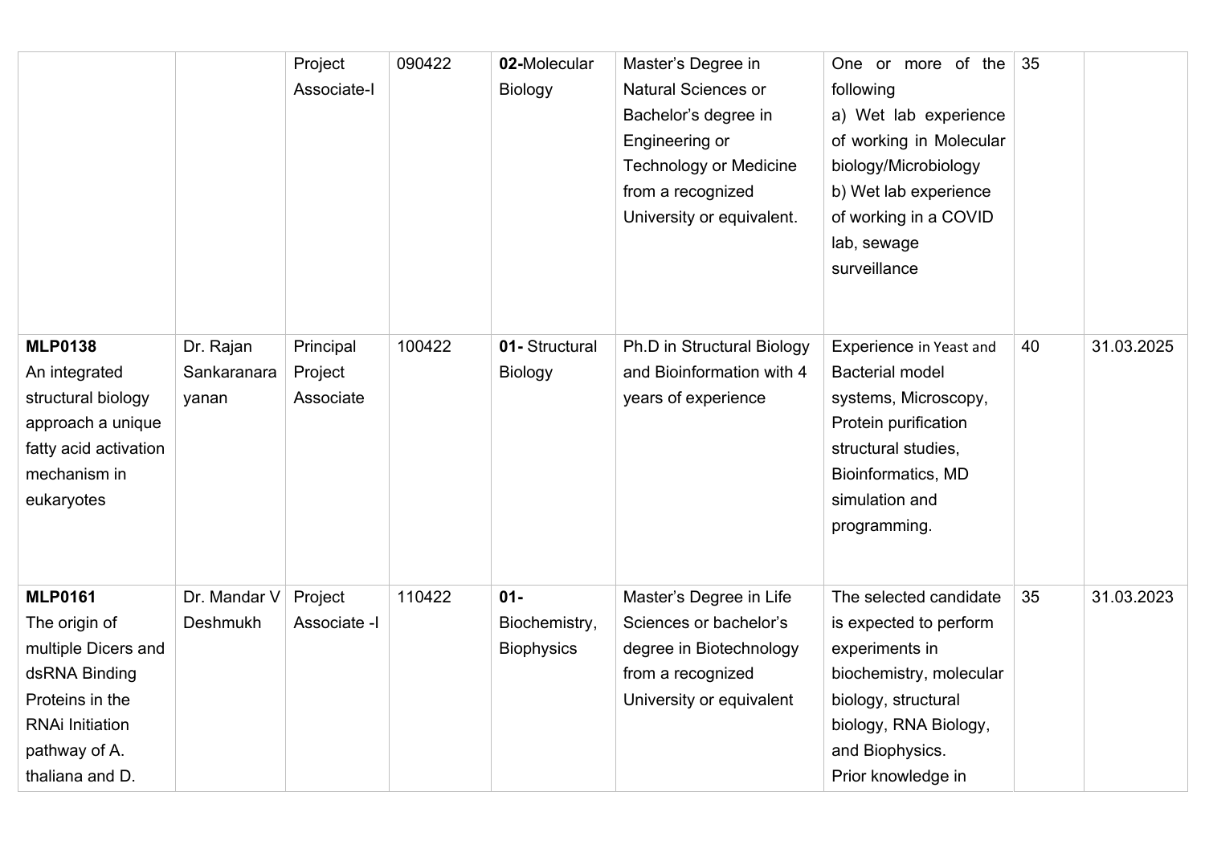| | | Project Associate-I | 090422 | **02-**Molecular Biology | Master's Degree in Natural Sciences or Bachelor's degree in Engineering or Technology or Medicine from a recognized University or equivalent. | One or more of the following<br>a) Wet lab experience of working in Molecular biology/Microbiology<br>b) Wet lab experience of working in a COVID lab, sewage surveillance | 35 | |
|---|---|---|---|---|---|---|---|---|
| **MLP0138**<br>An integrated structural biology approach a unique fatty acid activation mechanism in eukaryotes | Dr. Rajan Sankaranarayanan | Principal Project Associate | 100422 | **01-** Structural Biology | Ph.D in Structural Biology and Bioinformation with 4 years of experience | Experience in Yeast and Bacterial model systems, Microscopy, Protein purification structural studies, Bioinformatics, MD simulation and programming. | 40 | 31.03.2025 |
| **MLP0161**<br>The origin of multiple Dicers and dsRNA Binding Proteins in the RNAi Initiation pathway of A. thaliana and D. | Dr. Mandar V Deshmukh | Project Associate -I | 110422 | **01-** Biochemistry, Biophysics | Master's Degree in Life Sciences or bachelor's degree in Biotechnology from a recognized University or equivalent | The selected candidate is expected to perform experiments in biochemistry, molecular biology, structural biology, RNA Biology, and Biophysics.<br>Prior knowledge in | 35 | 31.03.2023 |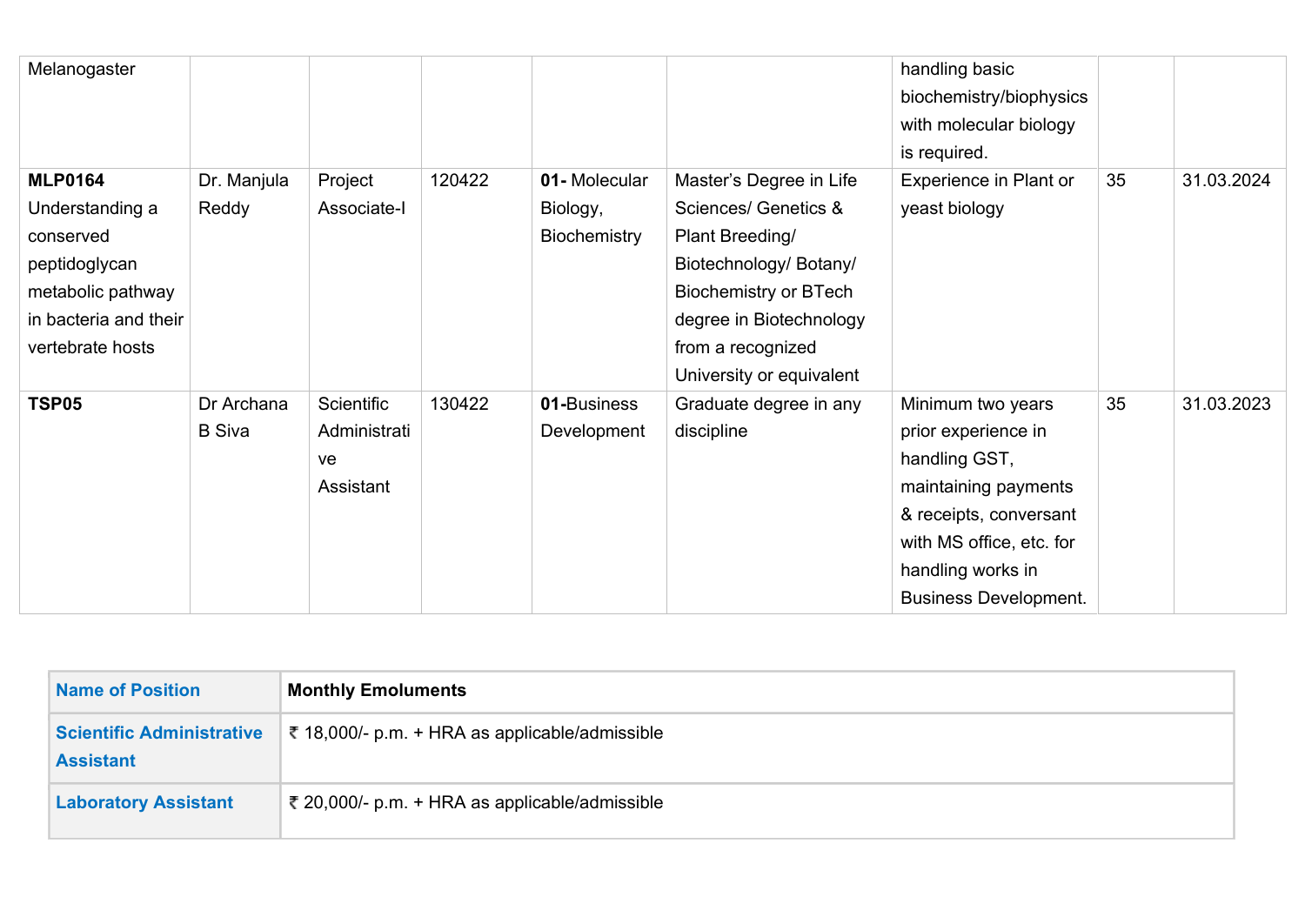| | | | | | | | | |
|---|---|---|---|---|---|---|---|---|
| Melanogaster | | | | | | handling basic biochemistry/biophysics with molecular biology is required. | | |
| **MLP0164** Understanding a conserved peptidoglycan metabolic pathway in bacteria and their vertebrate hosts | Dr. Manjula Reddy | Project Associate-I | 120422 | **01-** Molecular Biology, Biochemistry | Master's Degree in Life Sciences/ Genetics & Plant Breeding/ Biotechnology/ Botany/ Biochemistry or BTech degree in Biotechnology from a recognized University or equivalent | Experience in Plant or yeast biology | 35 | 31.03.2024 |
| **TSP05** | Dr Archana B Siva | Scientific Administrative Assistant | 130422 | **01-**Business Development | Graduate degree in any discipline | Minimum two years prior experience in handling GST, maintaining payments & receipts, conversant with MS office, etc. for handling works in Business Development. | 35 | 31.03.2023 |

| **Name of Position** | **Monthly Emoluments** |
|---|---|
| **Scientific Administrative Assistant** | ₹ 18,000/- p.m. + HRA as applicable/admissible |
| **Laboratory Assistant** | ₹ 20,000/- p.m. + HRA as applicable/admissible |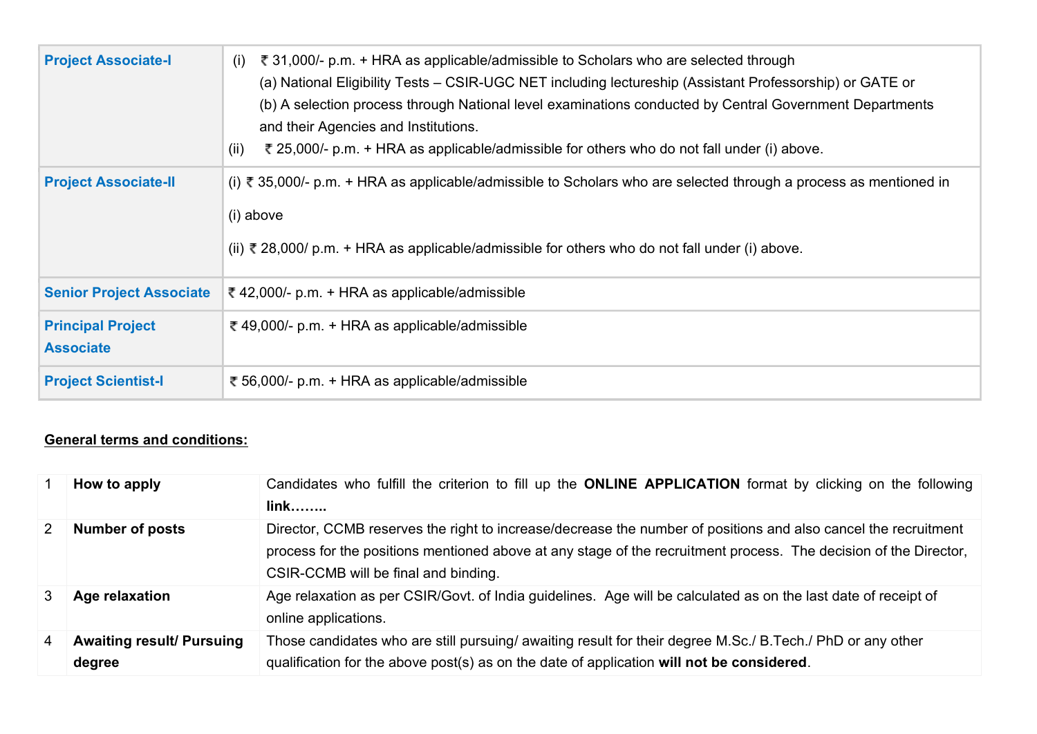| | |
|---|---|
| **Project Associate-I** | (i) ₹ 31,000/- p.m. + HRA as applicable/admissible to Scholars who are selected through<br>(a) National Eligibility Tests – CSIR-UGC NET including lectureship (Assistant Professorship) or GATE or<br>(b) A selection process through National level examinations conducted by Central Government Departments and their Agencies and Institutions.<br>(ii) ₹ 25,000/- p.m. + HRA as applicable/admissible for others who do not fall under (i) above. |
| **Project Associate-II** | (i) ₹ 35,000/- p.m. + HRA as applicable/admissible to Scholars who are selected through a process as mentioned in (i) above<br>(ii) ₹ 28,000/ p.m. + HRA as applicable/admissible for others who do not fall under (i) above. |
| **Senior Project Associate** | ₹ 42,000/- p.m. + HRA as applicable/admissible |
| **Principal Project Associate** | ₹ 49,000/- p.m. + HRA as applicable/admissible |
| **Project Scientist-I** | ₹ 56,000/- p.m. + HRA as applicable/admissible |

**General terms and conditions:**

| | | |
|---|---|---|
| 1 | **How to apply** | Candidates who fulfill the criterion to fill up the **ONLINE APPLICATION** format by clicking on the following **link……..** |
| 2 | **Number of posts** | Director, CCMB reserves the right to increase/decrease the number of positions and also cancel the recruitment process for the positions mentioned above at any stage of the recruitment process. The decision of the Director, CSIR-CCMB will be final and binding. |
| 3 | **Age relaxation** | Age relaxation as per CSIR/Govt. of India guidelines. Age will be calculated as on the last date of receipt of online applications. |
| 4 | **Awaiting result/ Pursuing degree** | Those candidates who are still pursuing/ awaiting result for their degree M.Sc./ B.Tech./ PhD or any other qualification for the above post(s) as on the date of application **will not be considered**. |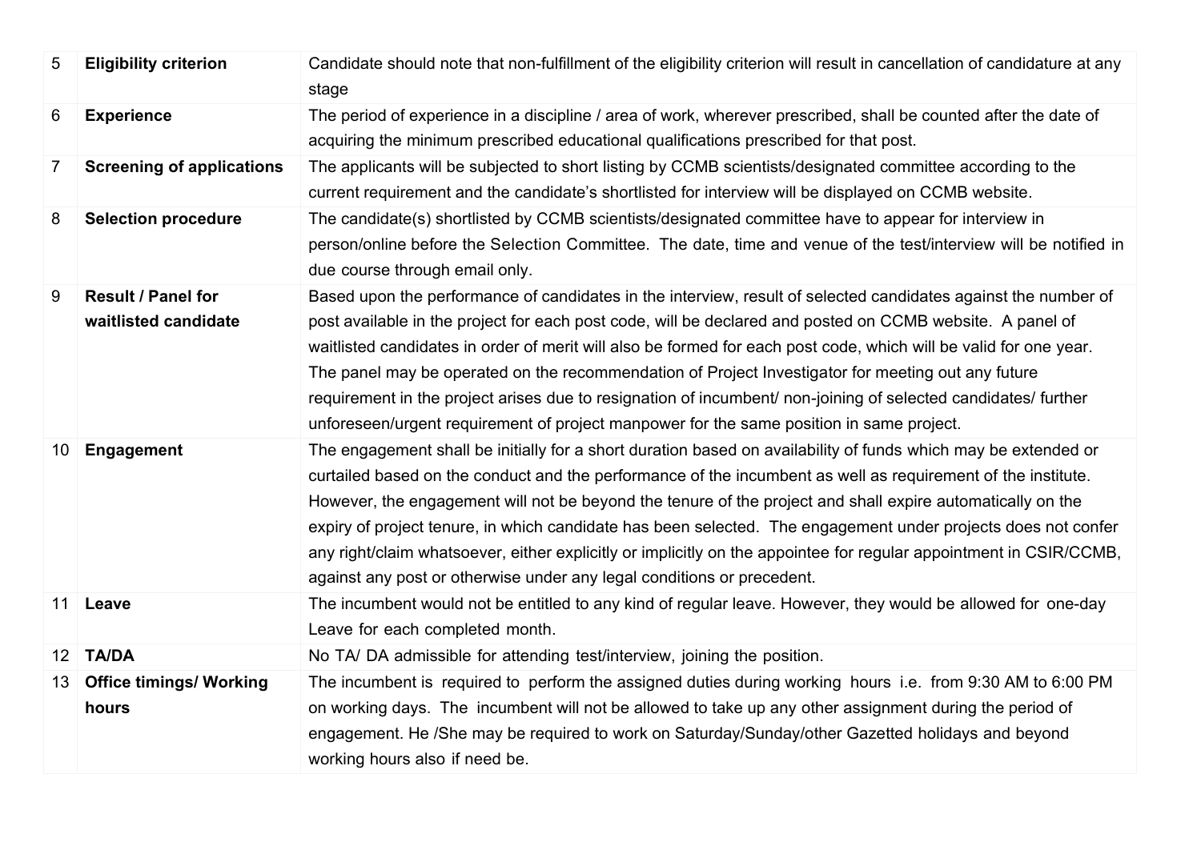| 5 | **Eligibility criterion** | Candidate should note that non-fulfillment of the eligibility criterion will result in cancellation of candidature at any stage |
|---|---|---|
| 6 | **Experience** | The period of experience in a discipline / area of work, wherever prescribed, shall be counted after the date of acquiring the minimum prescribed educational qualifications prescribed for that post. |
| 7 | **Screening of applications** | The applicants will be subjected to short listing by CCMB scientists/designated committee according to the current requirement and the candidate's shortlisted for interview will be displayed on CCMB website. |
| 8 | **Selection procedure** | The candidate(s) shortlisted by CCMB scientists/designated committee have to appear for interview in person/online before the Selection Committee. The date, time and venue of the test/interview will be notified in due course through email only. |
| 9 | **Result / Panel for waitlisted candidate** | Based upon the performance of candidates in the interview, result of selected candidates against the number of post available in the project for each post code, will be declared and posted on CCMB website. A panel of waitlisted candidates in order of merit will also be formed for each post code, which will be valid for one year. The panel may be operated on the recommendation of Project Investigator for meeting out any future requirement in the project arises due to resignation of incumbent/ non-joining of selected candidates/ further unforeseen/urgent requirement of project manpower for the same position in same project. |
| 10 | **Engagement** | The engagement shall be initially for a short duration based on availability of funds which may be extended or curtailed based on the conduct and the performance of the incumbent as well as requirement of the institute. However, the engagement will not be beyond the tenure of the project and shall expire automatically on the expiry of project tenure, in which candidate has been selected. The engagement under projects does not confer any right/claim whatsoever, either explicitly or implicitly on the appointee for regular appointment in CSIR/CCMB, against any post or otherwise under any legal conditions or precedent. |
| 11 | **Leave** | The incumbent would not be entitled to any kind of regular leave. However, they would be allowed for one-day Leave for each completed month. |
| 12 | **TA/DA** | No TA/ DA admissible for attending test/interview, joining the position. |
| 13 | **Office timings/ Working hours** | The incumbent is required to perform the assigned duties during working hours i.e. from 9:30 AM to 6:00 PM on working days. The incumbent will not be allowed to take up any other assignment during the period of engagement. He /She may be required to work on Saturday/Sunday/other Gazetted holidays and beyond working hours also if need be. |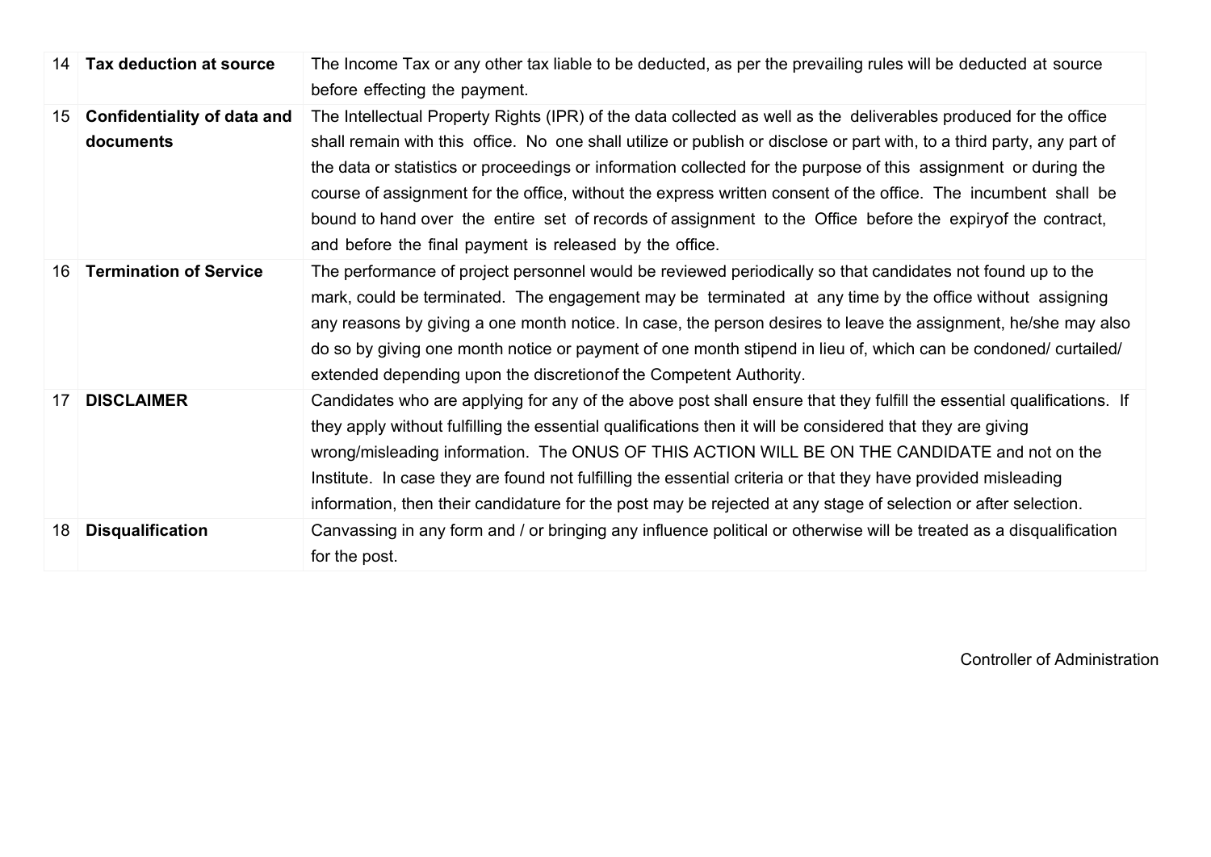| | | |
|---|---|---|
| 14 | **Tax deduction at source** | The Income Tax or any other tax liable to be deducted, as per the prevailing rules will be deducted at source before effecting the payment. |
| 15 | **Confidentiality of data and documents** | The Intellectual Property Rights (IPR) of the data collected as well as the deliverables produced for the office shall remain with this office. No one shall utilize or publish or disclose or part with, to a third party, any part of the data or statistics or proceedings or information collected for the purpose of this assignment or during the course of assignment for the office, without the express written consent of the office. The incumbent shall be bound to hand over the entire set of records of assignment to the Office before the expiryof the contract, and before the final payment is released by the office. |
| 16 | **Termination of Service** | The performance of project personnel would be reviewed periodically so that candidates not found up to the mark, could be terminated. The engagement may be terminated at any time by the office without assigning any reasons by giving a one month notice. In case, the person desires to leave the assignment, he/she may also do so by giving one month notice or payment of one month stipend in lieu of, which can be condoned/ curtailed/ extended depending upon the discretionof the Competent Authority. |
| 17 | **DISCLAIMER** | Candidates who are applying for any of the above post shall ensure that they fulfill the essential qualifications. If they apply without fulfilling the essential qualifications then it will be considered that they are giving wrong/misleading information. The ONUS OF THIS ACTION WILL BE ON THE CANDIDATE and not on the Institute. In case they are found not fulfilling the essential criteria or that they have provided misleading information, then their candidature for the post may be rejected at any stage of selection or after selection. |
| 18 | **Disqualification** | Canvassing in any form and / or bringing any influence political or otherwise will be treated as a disqualification for the post. |

Controller of Administration